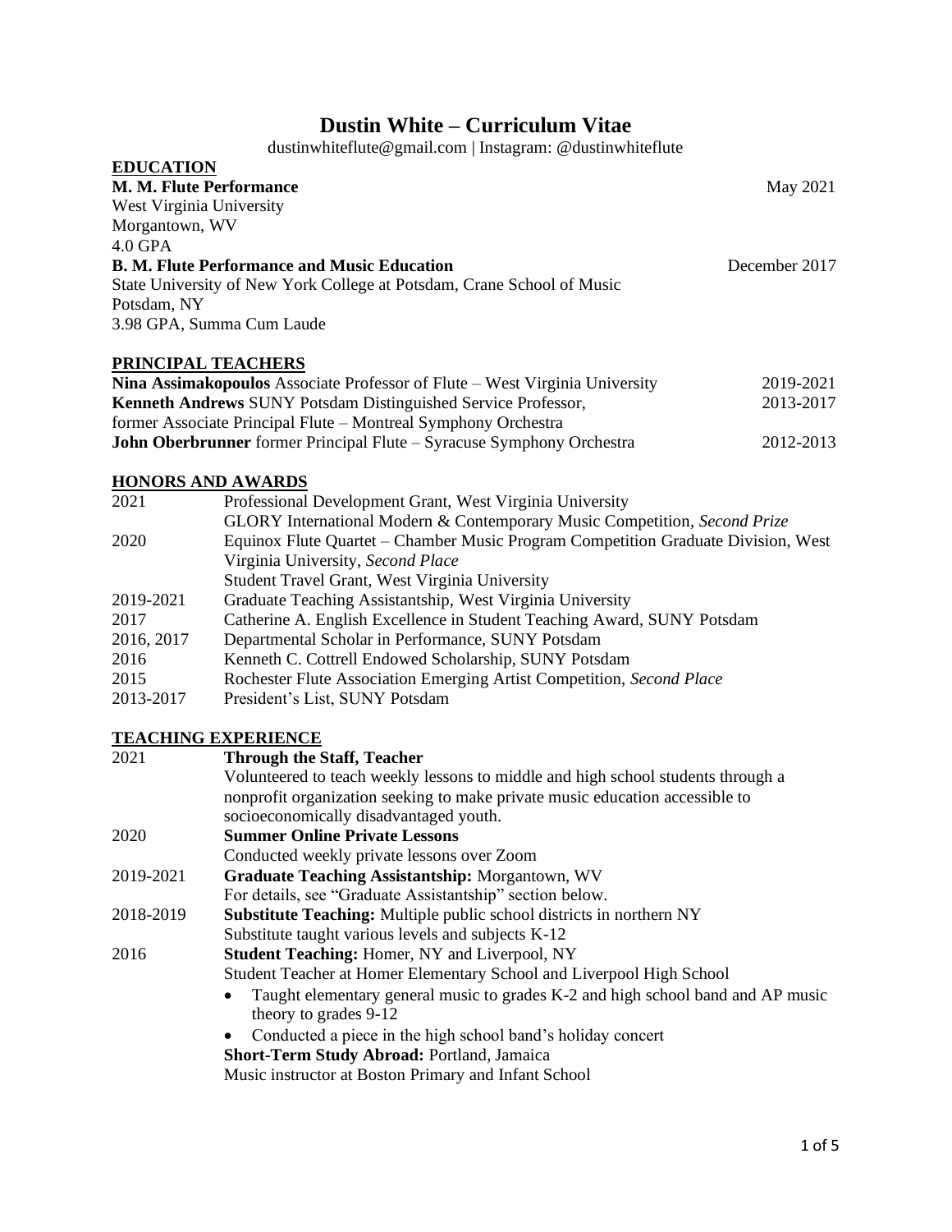# Dustin White – Curriculum Vitae

dustinwhiteflute@gmail.com | Instagram: @dustinwhiteflute

## EDUCATION

**M. M. Flute Performance** — May 2021
West Virginia University
Morgantown, WV
4.0 GPA

**B. M. Flute Performance and Music Education** — December 2017
State University of New York College at Potsdam, Crane School of Music
Potsdam, NY
3.98 GPA, Summa Cum Laude

## PRINCIPAL TEACHERS

**Nina Assimakopoulos** Associate Professor of Flute – West Virginia University — 2019-2021

**Kenneth Andrews** SUNY Potsdam Distinguished Service Professor, former Associate Principal Flute – Montreal Symphony Orchestra — 2013-2017

**John Oberbrunner** former Principal Flute – Syracuse Symphony Orchestra — 2012-2013

## HONORS AND AWARDS

| | |
|---|---|
| 2021 | Professional Development Grant, West Virginia University |
| | GLORY International Modern & Contemporary Music Competition, *Second Prize* |
| 2020 | Equinox Flute Quartet – Chamber Music Program Competition Graduate Division, West Virginia University, *Second Place* |
| | Student Travel Grant, West Virginia University |
| 2019-2021 | Graduate Teaching Assistantship, West Virginia University |
| 2017 | Catherine A. English Excellence in Student Teaching Award, SUNY Potsdam |
| 2016, 2017 | Departmental Scholar in Performance, SUNY Potsdam |
| 2016 | Kenneth C. Cottrell Endowed Scholarship, SUNY Potsdam |
| 2015 | Rochester Flute Association Emerging Artist Competition, *Second Place* |
| 2013-2017 | President's List, SUNY Potsdam |

## TEACHING EXPERIENCE

**2021 — Through the Staff, Teacher**
Volunteered to teach weekly lessons to middle and high school students through a nonprofit organization seeking to make private music education accessible to socioeconomically disadvantaged youth.

**2020 — Summer Online Private Lessons**
Conducted weekly private lessons over Zoom

**2019-2021 — Graduate Teaching Assistantship:** Morgantown, WV
For details, see "Graduate Assistantship" section below.

**2018-2019 — Substitute Teaching:** Multiple public school districts in northern NY
Substitute taught various levels and subjects K-12

**2016 — Student Teaching:** Homer, NY and Liverpool, NY
Student Teacher at Homer Elementary School and Liverpool High School

- Taught elementary general music to grades K-2 and high school band and AP music theory to grades 9-12
- Conducted a piece in the high school band's holiday concert

**Short-Term Study Abroad:** Portland, Jamaica
Music instructor at Boston Primary and Infant School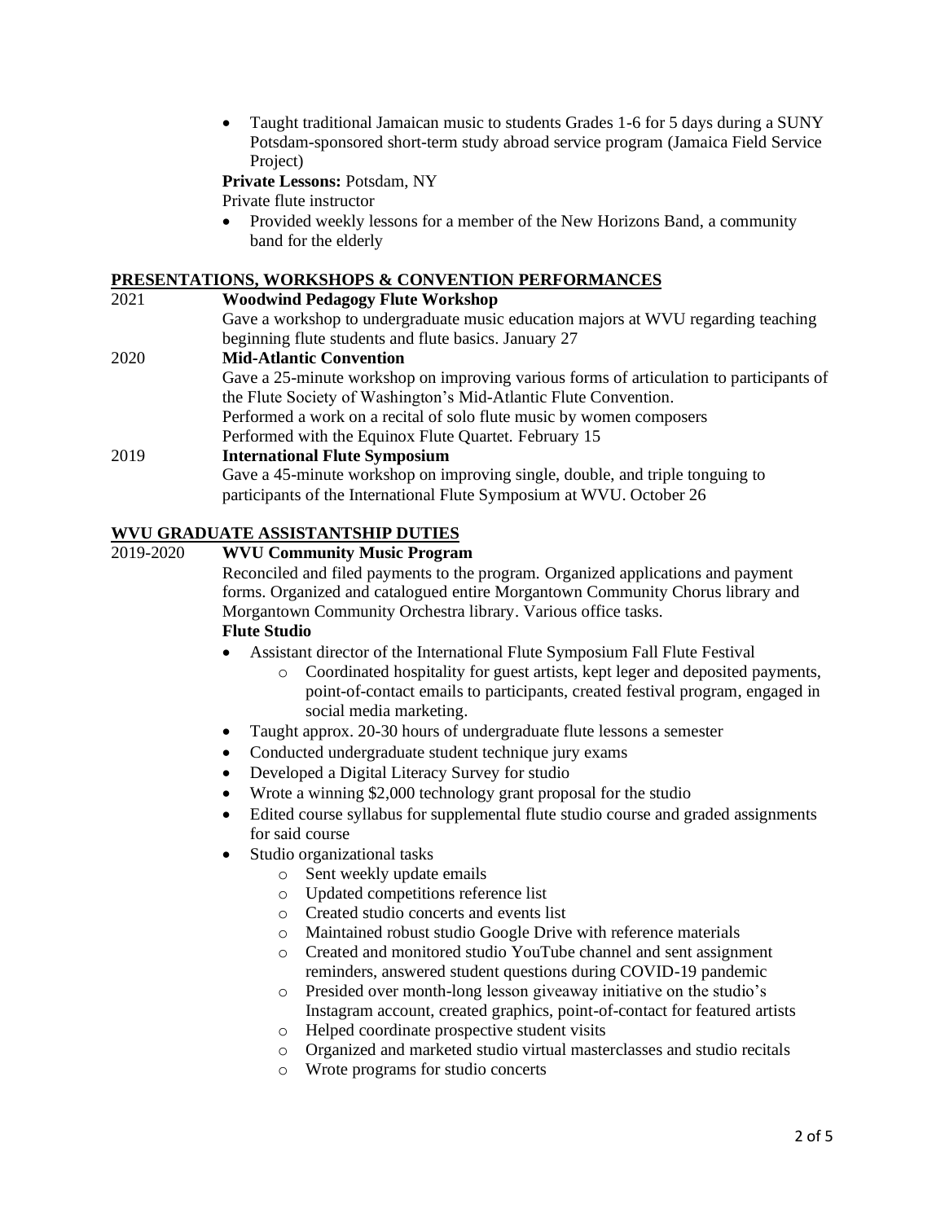- Taught traditional Jamaican music to students Grades 1-6 for 5 days during a SUNY Potsdam-sponsored short-term study abroad service program (Jamaica Field Service Project)

**Private Lessons:** Potsdam, NY

Private flute instructor

- Provided weekly lessons for a member of the New Horizons Band, a community band for the elderly

## PRESENTATIONS, WORKSHOPS & CONVENTION PERFORMANCES

2021 **Woodwind Pedagogy Flute Workshop**

Gave a workshop to undergraduate music education majors at WVU regarding teaching beginning flute students and flute basics. January 27

2020 **Mid-Atlantic Convention**

Gave a 25-minute workshop on improving various forms of articulation to participants of the Flute Society of Washington's Mid-Atlantic Flute Convention.
Performed a work on a recital of solo flute music by women composers
Performed with the Equinox Flute Quartet. February 15

2019 **International Flute Symposium**

Gave a 45-minute workshop on improving single, double, and triple tonguing to participants of the International Flute Symposium at WVU. October 26

## WVU GRADUATE ASSISTANTSHIP DUTIES

2019-2020 **WVU Community Music Program**

Reconciled and filed payments to the program. Organized applications and payment forms. Organized and catalogued entire Morgantown Community Chorus library and Morgantown Community Orchestra library. Various office tasks.

**Flute Studio**

- Assistant director of the International Flute Symposium Fall Flute Festival
  - Coordinated hospitality for guest artists, kept leger and deposited payments, point-of-contact emails to participants, created festival program, engaged in social media marketing.
- Taught approx. 20-30 hours of undergraduate flute lessons a semester
- Conducted undergraduate student technique jury exams
- Developed a Digital Literacy Survey for studio
- Wrote a winning $2,000 technology grant proposal for the studio
- Edited course syllabus for supplemental flute studio course and graded assignments for said course
- Studio organizational tasks
  - Sent weekly update emails
  - Updated competitions reference list
  - Created studio concerts and events list
  - Maintained robust studio Google Drive with reference materials
  - Created and monitored studio YouTube channel and sent assignment reminders, answered student questions during COVID-19 pandemic
  - Presided over month-long lesson giveaway initiative on the studio's Instagram account, created graphics, point-of-contact for featured artists
  - Helped coordinate prospective student visits
  - Organized and marketed studio virtual masterclasses and studio recitals
  - Wrote programs for studio concerts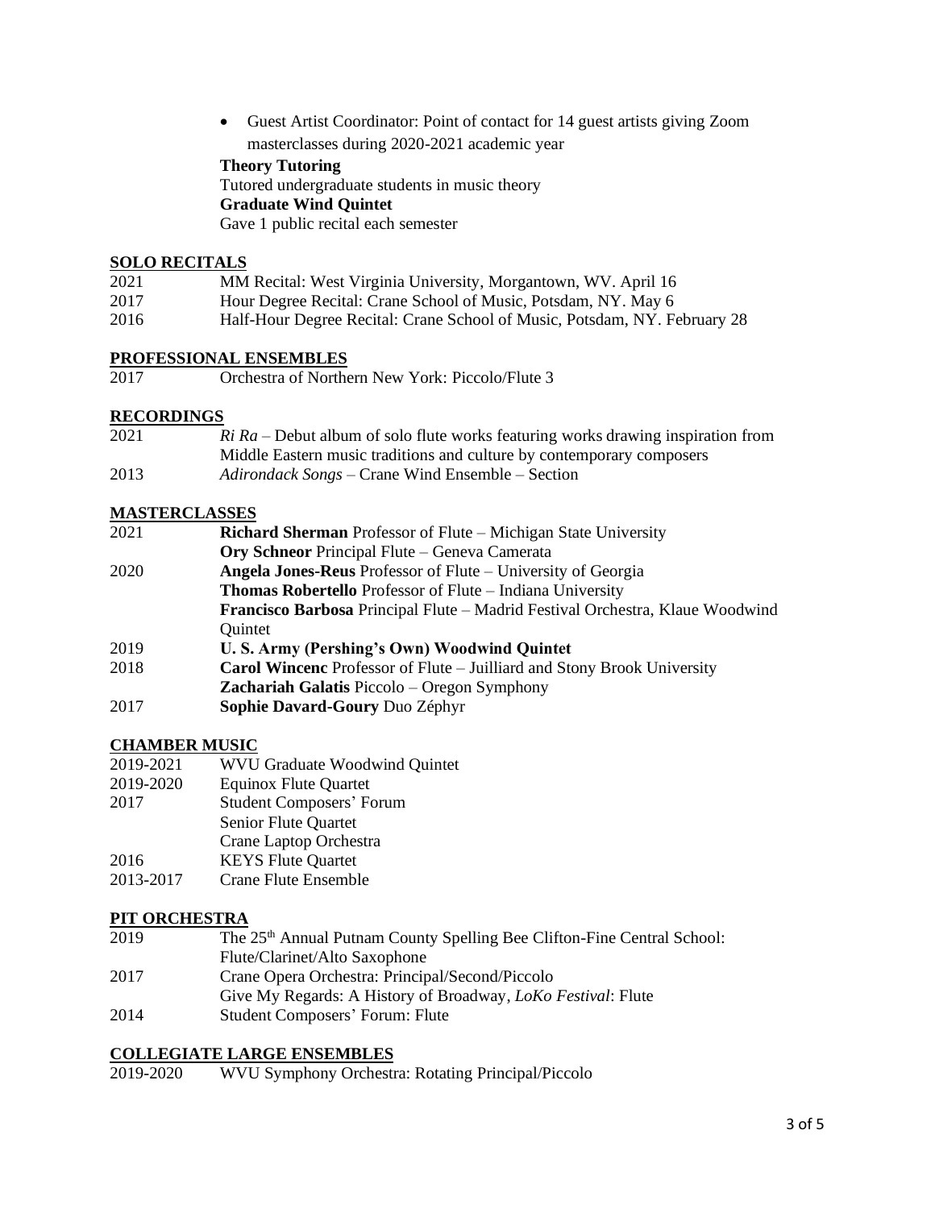- Guest Artist Coordinator: Point of contact for 14 guest artists giving Zoom masterclasses during 2020-2021 academic year

**Theory Tutoring**
Tutored undergraduate students in music theory
**Graduate Wind Quintet**
Gave 1 public recital each semester

## SOLO RECITALS

| | |
|---|---|
| 2021 | MM Recital: West Virginia University, Morgantown, WV. April 16 |
| 2017 | Hour Degree Recital: Crane School of Music, Potsdam, NY. May 6 |
| 2016 | Half-Hour Degree Recital: Crane School of Music, Potsdam, NY. February 28 |

## PROFESSIONAL ENSEMBLES

| | |
|---|---|
| 2017 | Orchestra of Northern New York: Piccolo/Flute 3 |

## RECORDINGS

| | |
|---|---|
| 2021 | *Ri Ra* – Debut album of solo flute works featuring works drawing inspiration from Middle Eastern music traditions and culture by contemporary composers |
| 2013 | *Adirondack Songs* – Crane Wind Ensemble – Section |

## MASTERCLASSES

| | |
|---|---|
| 2021 | **Richard Sherman** Professor of Flute – Michigan State University |
| | **Ory Schneor** Principal Flute – Geneva Camerata |
| 2020 | **Angela Jones-Reus** Professor of Flute – University of Georgia |
| | **Thomas Robertello** Professor of Flute – Indiana University |
| | **Francisco Barbosa** Principal Flute – Madrid Festival Orchestra, Klaue Woodwind Quintet |
| 2019 | **U. S. Army (Pershing's Own) Woodwind Quintet** |
| 2018 | **Carol Wincenc** Professor of Flute – Juilliard and Stony Brook University |
| | **Zachariah Galatis** Piccolo – Oregon Symphony |
| 2017 | **Sophie Davard-Goury** Duo Zéphyr |

## CHAMBER MUSIC

| | |
|---|---|
| 2019-2021 | WVU Graduate Woodwind Quintet |
| 2019-2020 | Equinox Flute Quartet |
| 2017 | Student Composers' Forum |
| | Senior Flute Quartet |
| | Crane Laptop Orchestra |
| 2016 | KEYS Flute Quartet |
| 2013-2017 | Crane Flute Ensemble |

## PIT ORCHESTRA

| | |
|---|---|
| 2019 | The 25th Annual Putnam County Spelling Bee Clifton-Fine Central School: Flute/Clarinet/Alto Saxophone |
| 2017 | Crane Opera Orchestra: Principal/Second/Piccolo |
| | Give My Regards: A History of Broadway, *LoKo Festival*: Flute |
| 2014 | Student Composers' Forum: Flute |

## COLLEGIATE LARGE ENSEMBLES

| | |
|---|---|
| 2019-2020 | WVU Symphony Orchestra: Rotating Principal/Piccolo |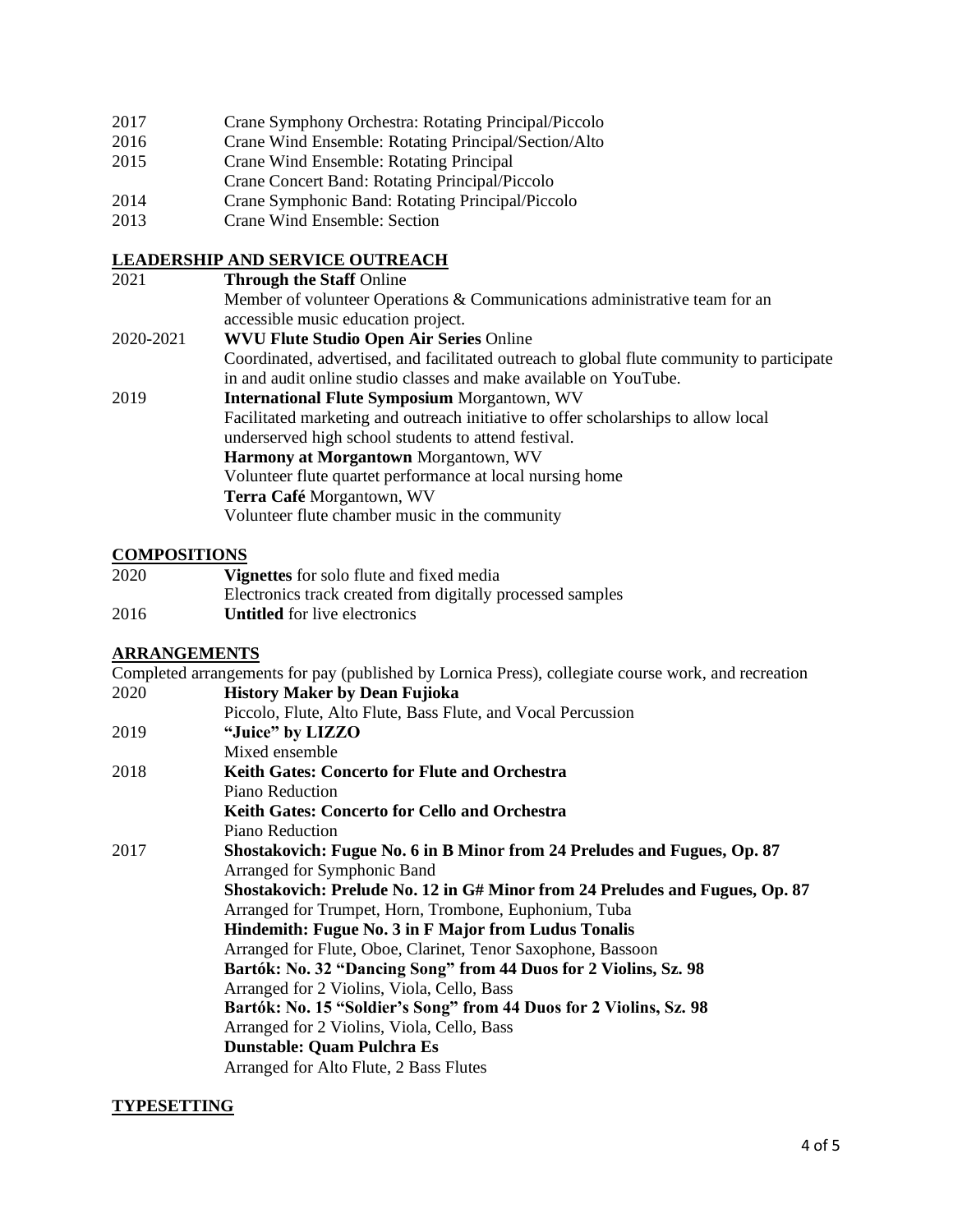2017 Crane Symphony Orchestra: Rotating Principal/Piccolo
2016 Crane Wind Ensemble: Rotating Principal/Section/Alto
2015 Crane Wind Ensemble: Rotating Principal
Crane Concert Band: Rotating Principal/Piccolo
2014 Crane Symphonic Band: Rotating Principal/Piccolo
2013 Crane Wind Ensemble: Section

## LEADERSHIP AND SERVICE OUTREACH

2021 **Through the Staff** Online
Member of volunteer Operations & Communications administrative team for an accessible music education project.

2020-2021 **WVU Flute Studio Open Air Series** Online
Coordinated, advertised, and facilitated outreach to global flute community to participate in and audit online studio classes and make available on YouTube.

2019 **International Flute Symposium** Morgantown, WV
Facilitated marketing and outreach initiative to offer scholarships to allow local underserved high school students to attend festival.
**Harmony at Morgantown** Morgantown, WV
Volunteer flute quartet performance at local nursing home
**Terra Café** Morgantown, WV
Volunteer flute chamber music in the community

## COMPOSITIONS

2020 **Vignettes** for solo flute and fixed media
Electronics track created from digitally processed samples
2016 **Untitled** for live electronics

## ARRANGEMENTS

Completed arrangements for pay (published by Lornica Press), collegiate course work, and recreation

2020 **History Maker by Dean Fujioka**
Piccolo, Flute, Alto Flute, Bass Flute, and Vocal Percussion

2019 **"Juice" by LIZZO**
Mixed ensemble

2018 **Keith Gates: Concerto for Flute and Orchestra**
Piano Reduction
**Keith Gates: Concerto for Cello and Orchestra**
Piano Reduction

2017 **Shostakovich: Fugue No. 6 in B Minor from 24 Preludes and Fugues, Op. 87**
Arranged for Symphonic Band
**Shostakovich: Prelude No. 12 in G# Minor from 24 Preludes and Fugues, Op. 87**
Arranged for Trumpet, Horn, Trombone, Euphonium, Tuba
**Hindemith: Fugue No. 3 in F Major from Ludus Tonalis**
Arranged for Flute, Oboe, Clarinet, Tenor Saxophone, Bassoon
**Bartók: No. 32 "Dancing Song" from 44 Duos for 2 Violins, Sz. 98**
Arranged for 2 Violins, Viola, Cello, Bass
**Bartók: No. 15 "Soldier's Song" from 44 Duos for 2 Violins, Sz. 98**
Arranged for 2 Violins, Viola, Cello, Bass
**Dunstable: Quam Pulchra Es**
Arranged for Alto Flute, 2 Bass Flutes

## TYPESETTING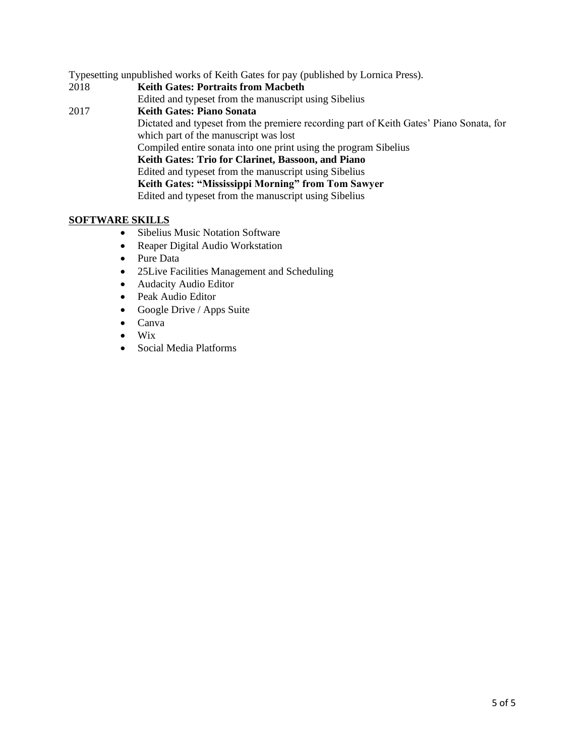Typesetting unpublished works of Keith Gates for pay (published by Lornica Press).

2018 **Keith Gates: Portraits from Macbeth**
Edited and typeset from the manuscript using Sibelius

2017 **Keith Gates: Piano Sonata**
Dictated and typeset from the premiere recording part of Keith Gates' Piano Sonata, for which part of the manuscript was lost
Compiled entire sonata into one print using the program Sibelius

**Keith Gates: Trio for Clarinet, Bassoon, and Piano**
Edited and typeset from the manuscript using Sibelius

**Keith Gates: "Mississippi Morning" from Tom Sawyer**
Edited and typeset from the manuscript using Sibelius

## SOFTWARE SKILLS

- Sibelius Music Notation Software
- Reaper Digital Audio Workstation
- Pure Data
- 25Live Facilities Management and Scheduling
- Audacity Audio Editor
- Peak Audio Editor
- Google Drive / Apps Suite
- Canva
- Wix
- Social Media Platforms